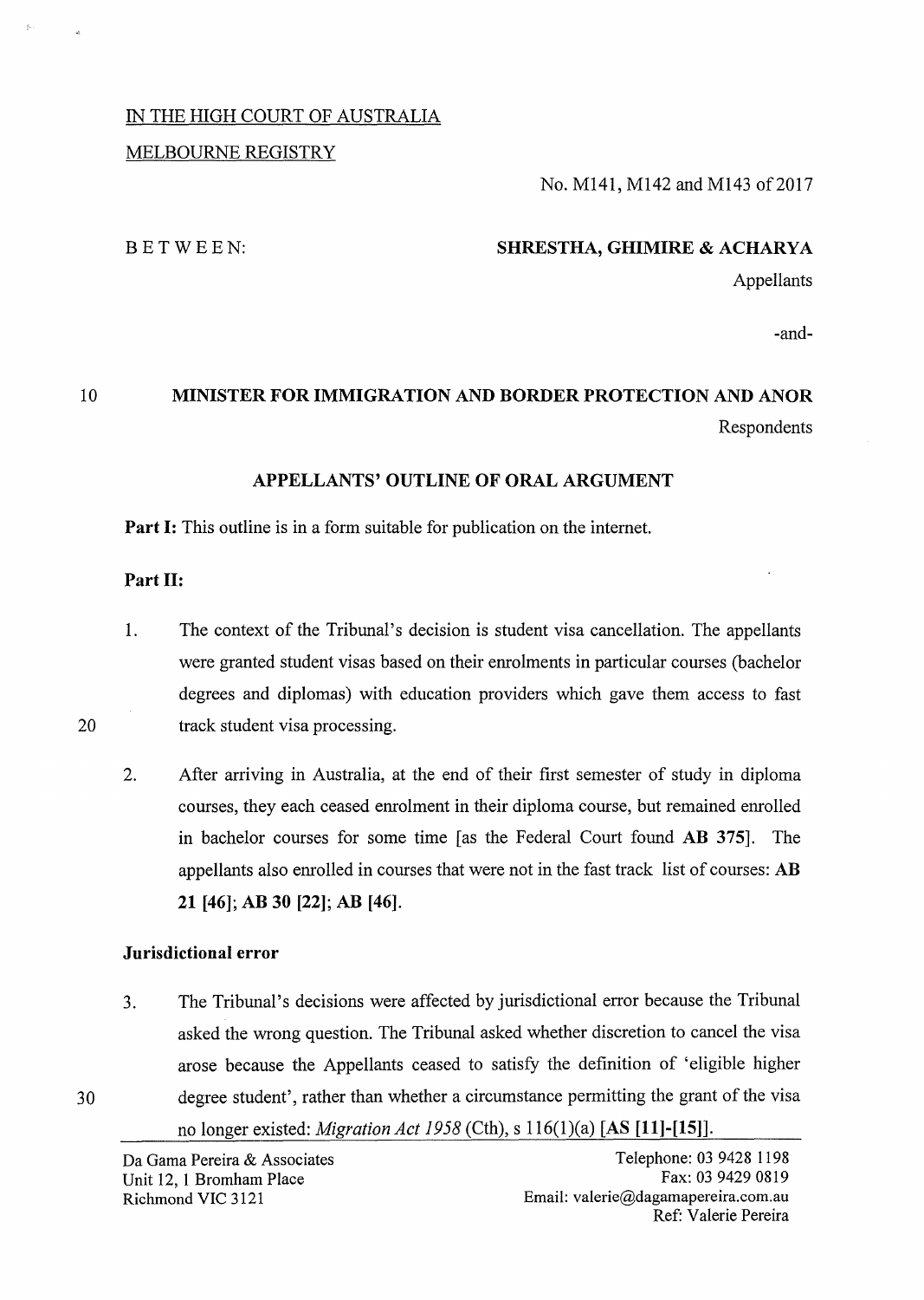IN THE HIGH COURT OF AUSTRALIA

MELBOURNE REGISTRY

No. M141, M142 and M143 of 2017

BETWEEN:

**SHRESTHA, GHIMIRE & ACHARYA**

Appellants

-and-

**MINISTER FOR IMMIGRATION AND BORDER PROTECTION AND ANOR**

Respondents

## APPELLANTS' OUTLINE OF ORAL ARGUMENT

**Part I:** This outline is in a form suitable for publication on the internet.

**Part II:**

1. The context of the Tribunal's decision is student visa cancellation. The appellants were granted student visas based on their enrolments in particular courses (bachelor degrees and diplomas) with education providers which gave them access to fast track student visa processing.

2. After arriving in Australia, at the end of their first semester of study in diploma courses, they each ceased enrolment in their diploma course, but remained enrolled in bachelor courses for some time [as the Federal Court found **AB 375**]. The appellants also enrolled in courses that were not in the fast track list of courses: **AB 21 [46]; AB 30 [22]; AB [46]**.

### Jurisdictional error

3. The Tribunal's decisions were affected by jurisdictional error because the Tribunal asked the wrong question. The Tribunal asked whether discretion to cancel the visa arose because the Appellants ceased to satisfy the definition of 'eligible higher degree student', rather than whether a circumstance permitting the grant of the visa no longer existed: *Migration Act 1958* (Cth), s 116(1)(a) **[AS [11]-[15]]**.

Da Gama Pereira & Associates
Unit 12, 1 Bromham Place
Richmond VIC 3121

Telephone: 03 9428 1198
Fax: 03 9429 0819
Email: valerie@dagamapereira.com.au
Ref: Valerie Pereira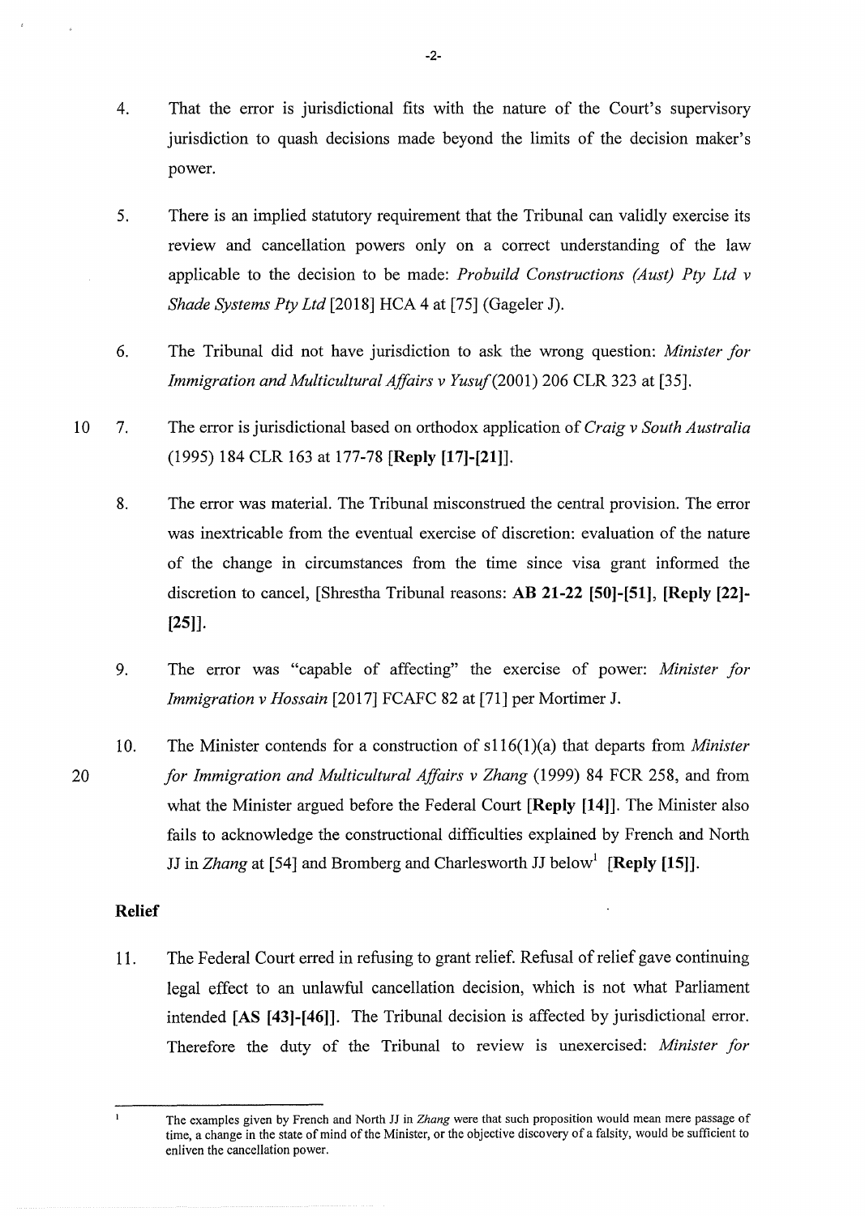4. That the error is jurisdictional fits with the nature of the Court's supervisory jurisdiction to quash decisions made beyond the limits of the decision maker's power.

5. There is an implied statutory requirement that the Tribunal can validly exercise its review and cancellation powers only on a correct understanding of the law applicable to the decision to be made: *Probuild Constructions (Aust) Pty Ltd v Shade Systems Pty Ltd* [2018] HCA 4 at [75] (Gageler J).

6. The Tribunal did not have jurisdiction to ask the wrong question: *Minister for Immigration and Multicultural Affairs v Yusuf* (2001) 206 CLR 323 at [35].

7. The error is jurisdictional based on orthodox application of *Craig v South Australia* (1995) 184 CLR 163 at 177-78 **[Reply [17]-[21]]**.

8. The error was material. The Tribunal misconstrued the central provision. The error was inextricable from the eventual exercise of discretion: evaluation of the nature of the change in circumstances from the time since visa grant informed the discretion to cancel, [Shrestha Tribunal reasons: **AB 21-22 [50]-[51]**, **[Reply [22]-[25]]**.

9. The error was "capable of affecting" the exercise of power: *Minister for Immigration v Hossain* [2017] FCAFC 82 at [71] per Mortimer J.

10. The Minister contends for a construction of s116(1)(a) that departs from *Minister for Immigration and Multicultural Affairs v Zhang* (1999) 84 FCR 258, and from what the Minister argued before the Federal Court **[Reply [14]]**. The Minister also fails to acknowledge the constructional difficulties explained by French and North JJ in *Zhang* at [54] and Bromberg and Charlesworth JJ below[1] **[Reply [15]]**.

## Relief

11. The Federal Court erred in refusing to grant relief. Refusal of relief gave continuing legal effect to an unlawful cancellation decision, which is not what Parliament intended **[AS [43]-[46]]**. The Tribunal decision is affected by jurisdictional error. Therefore the duty of the Tribunal to review is unexercised: *Minister for*

---

[1] The examples given by French and North JJ in *Zhang* were that such proposition would mean mere passage of time, a change in the state of mind of the Minister, or the objective discovery of a falsity, would be sufficient to enliven the cancellation power.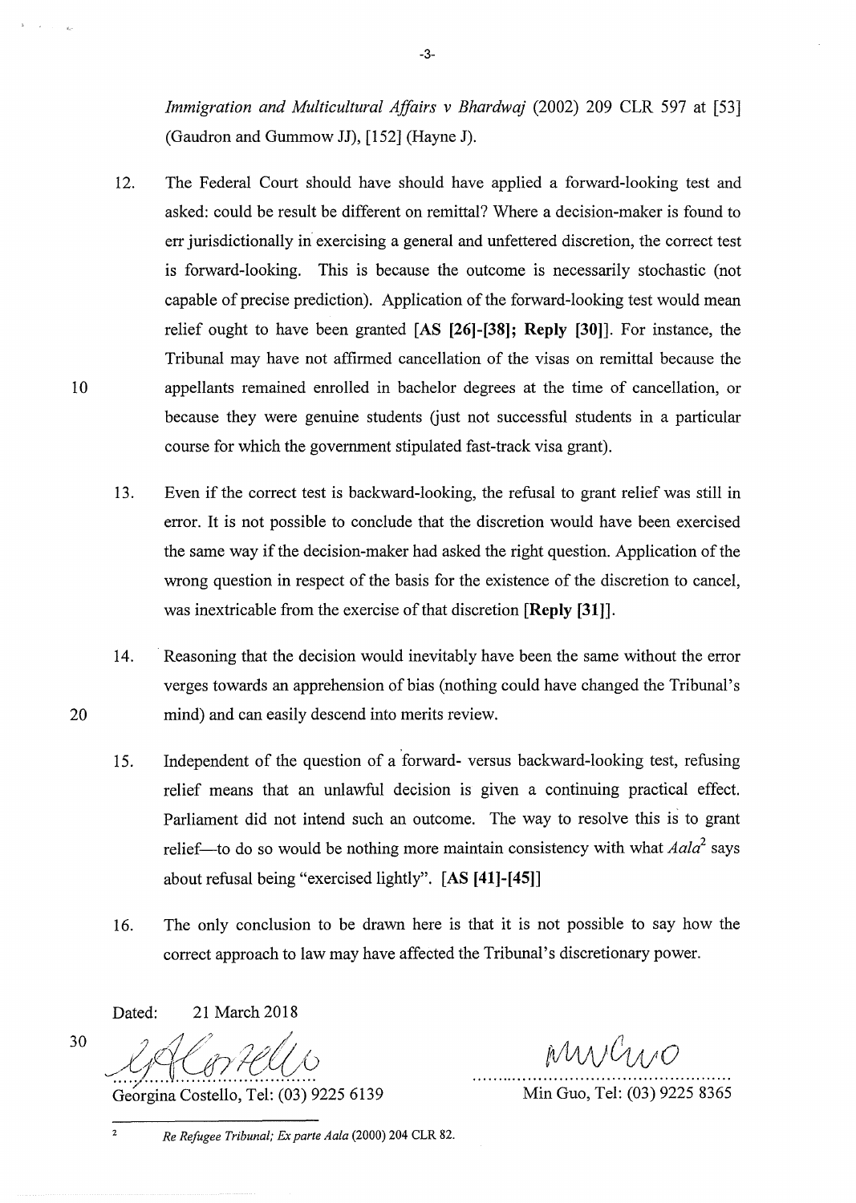*Immigration and Multicultural Affairs v Bhardwaj* (2002) 209 CLR 597 at [53] (Gaudron and Gummow JJ), [152] (Hayne J).

12. The Federal Court should have should have applied a forward-looking test and asked: could be result be different on remittal? Where a decision-maker is found to err jurisdictionally in exercising a general and unfettered discretion, the correct test is forward-looking. This is because the outcome is necessarily stochastic (not capable of precise prediction). Application of the forward-looking test would mean relief ought to have been granted **[AS [26]-[38]; Reply [30]]**. For instance, the Tribunal may have not affirmed cancellation of the visas on remittal because the appellants remained enrolled in bachelor degrees at the time of cancellation, or because they were genuine students (just not successful students in a particular course for which the government stipulated fast-track visa grant).

13. Even if the correct test is backward-looking, the refusal to grant relief was still in error. It is not possible to conclude that the discretion would have been exercised the same way if the decision-maker had asked the right question. Application of the wrong question in respect of the basis for the existence of the discretion to cancel, was inextricable from the exercise of that discretion **[Reply [31]]**.

14. Reasoning that the decision would inevitably have been the same without the error verges towards an apprehension of bias (nothing could have changed the Tribunal's mind) and can easily descend into merits review.

15. Independent of the question of a forward- versus backward-looking test, refusing relief means that an unlawful decision is given a continuing practical effect. Parliament did not intend such an outcome. The way to resolve this is to grant relief—to do so would be nothing more maintain consistency with what *Aala*[2] says about refusal being "exercised lightly". **[AS [41]-[45]]**

16. The only conclusion to be drawn here is that it is not possible to say how the correct approach to law may have affected the Tribunal's discretionary power.

Dated: 21 March 2018

Georgina Costello, Tel: (03) 9225 6139

Min Guo, Tel: (03) 9225 8365

---

[2] *Re Refugee Tribunal; Ex parte Aala* (2000) 204 CLR 82.